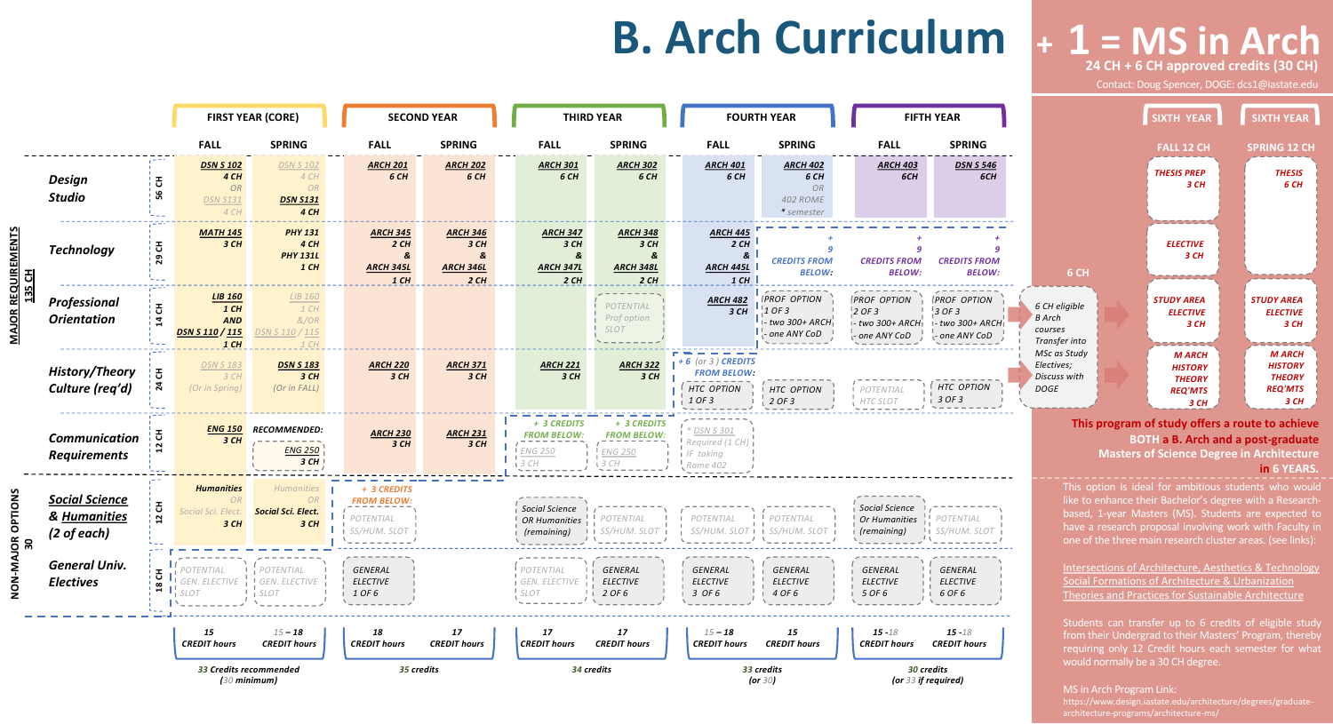# B. Arch Curriculum

# + 1 = MS in Arch

**24 CH + 6 CH approved credits (30 CH)**

Contact: Doug Spencer, DOGE: dcs1@iastate.edu

| | | FIRST YEAR (CORE) FALL | FIRST YEAR (CORE) SPRING | SECOND YEAR FALL | SECOND YEAR SPRING | THIRD YEAR FALL | THIRD YEAR SPRING | FOURTH YEAR FALL | FOURTH YEAR SPRING | FIFTH YEAR FALL | FIFTH YEAR SPRING |
|---|---|---|---|---|---|---|---|---|---|---|---|
| **MAJOR REQUIREMENTS 135 CH** — Design Studio | 56 CH | DSN S 102 4 CH OR DSN S131 4 CH | DSN S 102 4 CH OR DSN S131 4 CH | ARCH 201 6 CH | ARCH 202 6 CH | ARCH 301 6 CH | ARCH 302 6 CH | ARCH 401 6 CH | ARCH 402 6 CH OR 402 ROME * semester | ARCH 403 6CH | DSN S 546 6CH |
| Technology | 29 CH | MATH 145 3 CH | PHY 131 4 CH & PHY 131L 1 CH | ARCH 345 2 CH & ARCH 345L 1 CH | ARCH 346 3 CH & ARCH 346L 2 CH | ARCH 347 3 CH & ARCH 347L 2 CH | ARCH 348 3 CH & ARCH 348L 2 CH | ARCH 445 2 CH & ARCH 445L 1 CH | + 9 CREDITS FROM BELOW: | + 9 CREDITS FROM BELOW: | + 9 CREDITS FROM BELOW: |
| Professional Orientation | 14 CH | LIB 160 1 CH AND DSN S 110 / 115 1 CH | LIB 160 1 CH &/OR DSN S 110 / 115 1 CH | | | | POTENTIAL Prof option SLOT | ARCH 482 3 CH | PROF OPTION 1 OF 3 - two 300+ ARCH - one ANY CoD | PROF OPTION 2 OF 3 - two 300+ ARCH - one ANY CoD | PROF OPTION 3 OF 3 - two 300+ ARCH - one ANY CoD |
| History/Theory Culture (req'd) | 24 CH | DSN S 183 3 CH (Or in Spring) | DSN S 183 3 CH (Or in FALL) | ARCH 220 3 CH | ARCH 371 3 CH | ARCH 221 3 CH | ARCH 322 3 CH | + 6 (or 3) CREDITS FROM BELOW: HTC OPTION 1 OF 3 | HTC OPTION 2 OF 3 | POTENTIAL HTC SLOT | HTC OPTION 3 OF 3 |
| Communication Requirements | 12 CH | ENG 150 3 CH | RECOMMENDED: ENG 250 3 CH | ARCH 230 3 CH | ARCH 231 3 CH | + 3 CREDITS FROM BELOW: ENG 250 3 CH | + 3 CREDITS FROM BELOW: ENG 250 3 CH | * DSN S 301 Required (1 CH) IF taking Rome 402 | | | |
| **NON-MAJOR OPTIONS 30** — Social Science & Humanities (2 of each) | 12 CH | Humanities OR Social Sci. Elect. 3 CH | Humanities OR Social Sci. Elect. 3 CH | + 3 CREDITS FROM BELOW: POTENTIAL SS/HUM. SLOT | | Social Science OR Humanities (remaining) | POTENTIAL SS/HUM. SLOT | POTENTIAL SS/HUM. SLOT | POTENTIAL SS/HUM. SLOT | Social Science Or Humanities (remaining) | POTENTIAL SS/HUM. SLOT |
| General Univ. Electives | 18 CH | POTENTIAL GEN. ELECTIVE SLOT | POTENTIAL GEN. ELECTIVE SLOT | GENERAL ELECTIVE 1 OF 6 | | POTENTIAL GEN. ELECTIVE SLOT | GENERAL ELECTIVE 2 OF 6 | GENERAL ELECTIVE 3 OF 6 | GENERAL ELECTIVE 4 OF 6 | GENERAL ELECTIVE 5 OF 6 | GENERAL ELECTIVE 6 OF 6 |
| | | 15 CREDIT hours | 15 – 18 CREDIT hours | 18 CREDIT hours | 17 CREDIT hours | 17 CREDIT hours | 17 CREDIT hours | 15 – 18 CREDIT hours | 15 CREDIT hours | 15 -18 CREDIT hours | 15 -18 CREDIT hours |
| | | 33 Credits recommended (30 minimum) | | 35 credits | | 34 credits | | 33 credits (or 30) | | 30 credits (or 33 if required) | |

6 CH eligible B Arch courses Transfer into MSc as Study Electives; Discuss with DOGE

| SIXTH YEAR FALL 12 CH | SIXTH YEAR SPRING 12 CH |
|---|---|
| THESIS PREP 3 CH | THESIS 6 CH |
| ELECTIVE 3 CH | |
| STUDY AREA ELECTIVE 3 CH | STUDY AREA ELECTIVE 3 CH |
| M ARCH HISTORY THEORY REQ'MTS 3 CH | M ARCH HISTORY THEORY REQ'MTS 3 CH |

**This program of study offers a route to achieve BOTH a B. Arch and a post-graduate Masters of Science Degree in Architecture in 6 YEARS.**

This option is ideal for ambitious students who would like to enhance their Bachelor's degree with a Research-based, 1-year Masters (MS). Students are expected to have a research proposal involving work with Faculty in one of the three main research cluster areas. (see links):

- Intersections of Architecture, Aesthetics & Technology
- Social Formations of Architecture & Urbanization
- Theories and Practices for Sustainable Architecture

Students can transfer up to 6 credits of eligible study from their Undergrad to their Masters' Program, thereby requiring only 12 Credit hours each semester for what would normally be a 30 CH degree.

MS in Arch Program Link:
https://www.design.iastate.edu/architecture/degrees/graduate-architecture-programs/architecture-ms/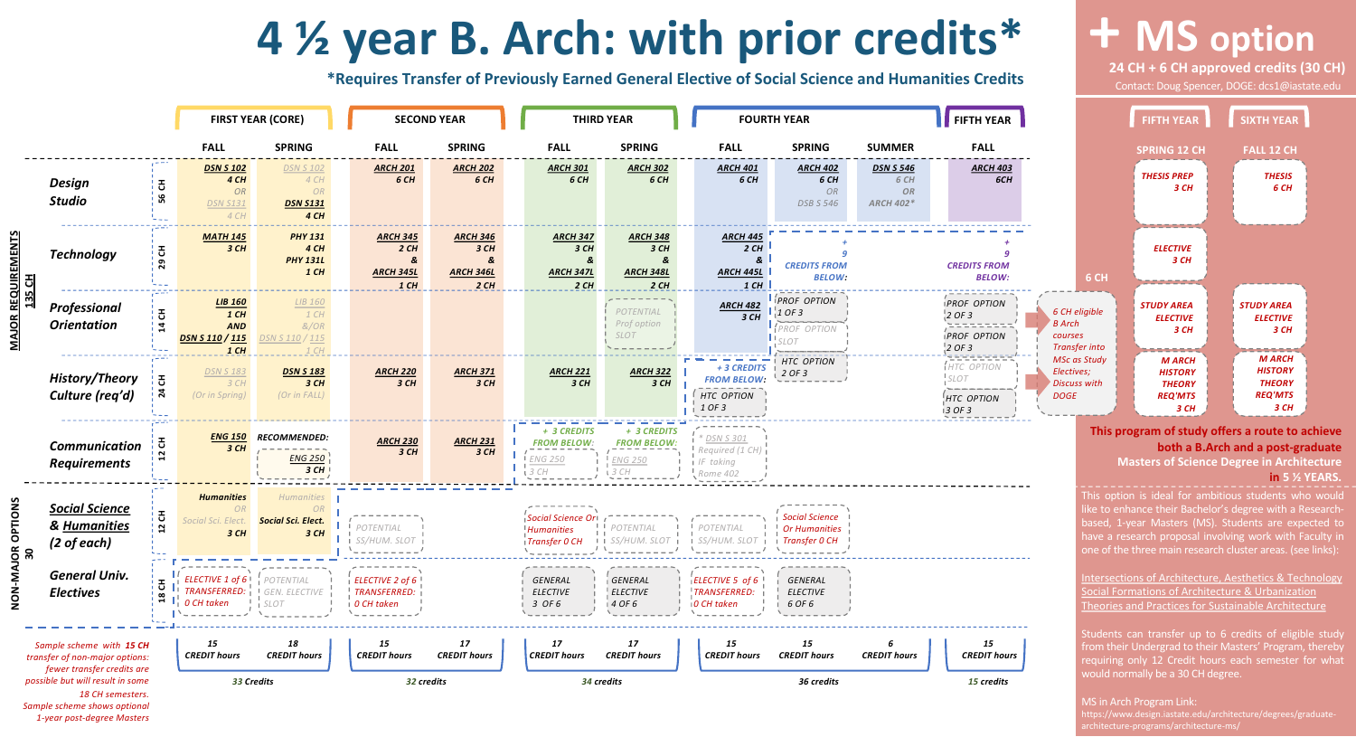# 4 ½ year B. Arch: with prior credits*

**\*Requires Transfer of Previously Earned General Elective of Social Science and Humanities Credits**

| | | | FIRST YEAR (CORE) | | SECOND YEAR | | THIRD YEAR | | FOURTH YEAR | | | FIFTH YEAR |
|---|---|---|---|---|---|---|---|---|---|---|---|---|
| | | | FALL | SPRING | FALL | SPRING | FALL | SPRING | FALL | SPRING | SUMMER | FALL |
| MAJOR REQUIREMENTS 135 CH | Design Studio | 56 CH | DSN S 102 4 CH OR DSN S131 4 CH | DSN S 102 4 CH OR DSN S131 4 CH | ARCH 201 6 CH | ARCH 202 6 CH | ARCH 301 6 CH | ARCH 302 6 CH | ARCH 401 6 CH | ARCH 402 6 CH OR DSB S 546 | DSN S 546 6 CH OR ARCH 402* | ARCH 403 6CH |
| | Technology | 29 CH | MATH 145 3 CH | PHY 131 4 CH PHY 131L 1 CH | ARCH 345 2 CH & ARCH 345L 1 CH | ARCH 346 3 CH & ARCH 346L 2 CH | ARCH 347 3 CH & ARCH 347L 2 CH | ARCH 348 3 CH & ARCH 348L 2 CH | ARCH 445 2 CH & ARCH 445L 1 CH | + 9 CREDITS FROM BELOW: | | + 9 CREDITS FROM BELOW: |
| | Professional Orientation | 14 CH | LIB 160 1 CH AND DSN S 110 / 115 1 CH | LIB 160 1 CH &/OR DSN S 110 / 115 1 CH | | | | POTENTIAL Prof option SLOT | ARCH 482 3 CH | PROF OPTION 1 OF 3; PROF OPTION SLOT | | PROF OPTION 2 OF 3; PROF OPTION 2 OF 3 |
| | History/Theory Culture (req'd) | 24 CH | DSN S 183 3 CH (Or in Spring) | DSN S 183 3 CH (Or in FALL) | ARCH 220 3 CH | ARCH 371 3 CH | ARCH 221 3 CH | ARCH 322 3 CH | + 3 CREDITS FROM BELOW: HTC OPTION 1 OF 3 | HTC OPTION 2 OF 3 | | HTC OPTION SLOT; HTC OPTION 3 OF 3 |
| | Communication Requirements | 12 CH | ENG 150 3 CH | RECOMMENDED: ENG 250 3 CH | ARCH 230 3 CH | ARCH 231 3 CH | + 3 CREDITS FROM BELOW: ENG 250 3 CH | + 3 CREDITS FROM BELOW: ENG 250 3 CH | * DSN S 301 Required (1 CH) IF taking Rome 402 | | | |
| NON-MAJOR OPTIONS 30 | Social Science & Humanities (2 of each) | 12 CH | Humanities OR Social Sci. Elect. 3 CH | Humanities OR Social Sci. Elect. 3 CH | POTENTIAL SS/HUM. SLOT | | Social Science Or Humanities Transfer 0 CH | POTENTIAL SS/HUM. SLOT | POTENTIAL SS/HUM. SLOT | Social Science Or Humanities Transfer 0 CH | | |
| | General Univ. Electives | 18 CH | ELECTIVE 1 of 6 TRANSFERRED: 0 CH taken | POTENTIAL GEN. ELECTIVE SLOT | ELECTIVE 2 of 6 TRANSFERRED: 0 CH taken | | GENERAL ELECTIVE 3 OF 6 | GENERAL ELECTIVE 4 OF 6 | ELECTIVE 5 of 6 TRANSFERRED: 0 CH taken | GENERAL ELECTIVE 6 OF 6 | | |
| | | | 15 CREDIT hours | 18 CREDIT hours | 15 CREDIT hours | 17 CREDIT hours | 17 CREDIT hours | 17 CREDIT hours | 15 CREDIT hours | 15 CREDIT hours | 6 CREDIT hours | 15 CREDIT hours |
| | | | 33 Credits | | 32 credits | | 34 credits | | 36 credits | | | 15 credits |

*Sample scheme with 15 CH transfer of non-major options: fewer transfer credits are possible but will result in some 18 CH semesters. Sample scheme shows optional 1-year post-degree Masters*

6 CH eligible B Arch courses Transfer into MSc as Study Area Electives; Discuss with DOGE

# + MS option

**24 CH + 6 CH approved credits (30 CH)**

Contact: Doug Spencer, DOGE: dcs1@iastate.edu

| | FIFTH YEAR | SIXTH YEAR |
|---|---|---|
| | SPRING 12 CH | FALL 12 CH |
| | THESIS PREP 3 CH | THESIS 6 CH |
| | ELECTIVE 3 CH | |
| 6 CH | STUDY AREA ELECTIVE 3 CH | STUDY AREA ELECTIVE 3 CH |
| | M ARCH HISTORY THEORY REQ'MTS 3 CH | M ARCH HISTORY THEORY REQ'MTS 3 CH |

**This program of study offers a route to achieve both a B.Arch and a post-graduate Masters of Science Degree in Architecture in 5 ½ YEARS.**

This option is ideal for ambitious students who would like to enhance their Bachelor's degree with a Research-based, 1-year Masters (MS). Students are expected to have a research proposal involving work with Faculty in one of the three main research cluster areas. (see links):

- Intersections of Architecture, Aesthetics & Technology
- Social Formations of Architecture & Urbanization
- Theories and Practices for Sustainable Architecture

Students can transfer up to 6 credits of eligible study from their Undergrad to their Masters' Program, thereby requiring only 12 Credit hours each semester for what would normally be a 30 CH degree.

MS in Arch Program Link:
https://www.design.iastate.edu/architecture/degrees/graduate-architecture-programs/architecture-ms/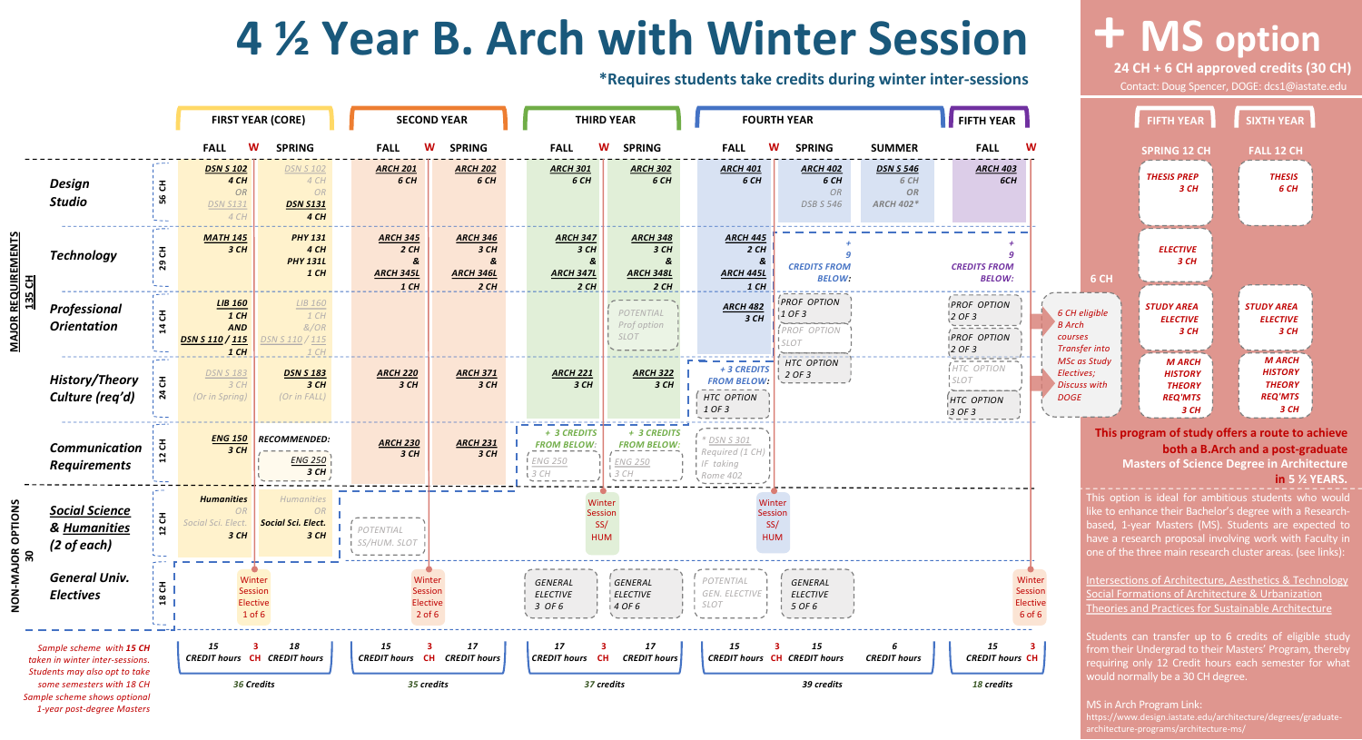# 4 ½ Year B. Arch with Winter Session

**\*Requires students take credits during winter inter-sessions**

| | | FIRST YEAR (CORE) Fall | W | FIRST YEAR Spring | SECOND YEAR Fall | W | SECOND YEAR Spring | THIRD YEAR Fall | W | THIRD YEAR Spring | FOURTH YEAR Fall | W | FOURTH YEAR Spring | FOURTH YEAR Summer | FIFTH YEAR Fall | W |
|---|---|---|---|---|---|---|---|---|---|---|---|---|---|---|---|---|
| **MAJOR REQUIREMENTS 135 CH** — Design Studio | 56 CH | DSN S 102 4 CH OR DSN S131 4 CH | | DSN S 102 4 CH OR DSN S131 4 CH | ARCH 201 6 CH | | ARCH 202 6 CH | ARCH 301 6 CH | | ARCH 302 6 CH | ARCH 401 6 CH | | ARCH 402 6 CH OR DSB S 546 | DSN S 546 6 CH OR ARCH 402* | ARCH 403 6CH | |
| Technology | 29 CH | MATH 145 3 CH | | PHY 131 4 CH PHY 131L 1 CH | ARCH 345 2 CH & ARCH 345L 1 CH | | ARCH 346 3 CH & ARCH 346L 2 CH | ARCH 347 3 CH & ARCH 347L 2 CH | | ARCH 348 3 CH & ARCH 348L 2 CH | ARCH 445 2 CH & ARCH 445L 1 CH | | + 9 CREDITS FROM BELOW: | | + 9 CREDITS FROM BELOW: | |
| Professional Orientation | 14 CH | LIB 160 1 CH AND DSN S 110 / 115 1 CH | | LIB 160 1 CH &/OR DSN S 110 / 115 1 CH | | | | | | POTENTIAL Prof option SLOT | ARCH 482 3 CH | | PROF OPTION 1 OF 3; PROF OPTION SLOT | | PROF OPTION 2 OF 3; PROF OPTION 2 OF 3 | |
| History/Theory Culture (req'd) | 24 CH | DSN S 183 3 CH (Or in Spring) | | DSN S 183 3 CH (Or in FALL) | ARCH 220 3 CH | | ARCH 371 3 CH | ARCH 221 3 CH | | ARCH 322 3 CH | + 3 CREDITS FROM BELOW: HTC OPTION 1 OF 3 | | HTC OPTION 2 OF 3 | | HTC OPTION SLOT; HTC OPTION 3 OF 3 | |
| Communication Requirements | 12 CH | ENG 150 3 CH | | RECOMMENDED: ENG 250 3 CH | ARCH 230 3 CH | | ARCH 231 3 CH | + 3 CREDITS FROM BELOW: ENG 250 3 CH | | + 3 CREDITS FROM BELOW: ENG 250 3 CH | * DSN S 301 Required (1 CH) IF taking Rome 402 | | | | | |
| **NON-MAJOR OPTIONS 30** — Social Science & Humanities (2 of each) | 12 CH | Humanities OR Social Sci. Elect. 3 CH | | Humanities OR Social Sci. Elect. 3 CH | POTENTIAL SS/HUM. SLOT | | | | Winter Session SS/ HUM | | | Winter Session SS/ HUM | | | | |
| General Univ. Electives | 18 CH | | Winter Session Elective 1 of 6 | | | Winter Session Elective 2 of 6 | | GENERAL ELECTIVE 3 OF 6 | | GENERAL ELECTIVE 4 OF 6 | POTENTIAL GEN. ELECTIVE SLOT | | GENERAL ELECTIVE 5 OF 6 | | | Winter Session Elective 6 of 6 |
| | | 15 CREDIT hours | 3 CH | 18 CREDIT hours | 15 CREDIT hours | 3 CH | 17 CREDIT hours | 17 CREDIT hours | 3 CH | 17 CREDIT hours | 15 CREDIT hours | 3 CH | 15 CREDIT hours | 6 CREDIT hours | 15 CREDIT hours | 3 CH |
| | | 36 Credits | | | 35 credits | | | 37 credits | | | 39 credits | | | | 18 credits | |

*Sample scheme with 15 CH taken in winter inter-sessions. Students may also opt to take some semesters with 18 CH. Sample scheme shows optional 1-year post-degree Masters*

# + MS option

**24 CH + 6 CH approved credits (30 CH)**

Contact: Doug Spencer, DOGE: dcs1@iastate.edu

| FIFTH YEAR — SPRING 12 CH | SIXTH YEAR — FALL 12 CH |
|---|---|
| THESIS PREP 3 CH | THESIS 6 CH |
| ELECTIVE 3 CH | |
| STUDY AREA ELECTIVE 3 CH | STUDY AREA ELECTIVE 3 CH |
| M ARCH HISTORY THEORY REQ'MTS 3 CH | M ARCH HISTORY THEORY REQ'MTS 3 CH |

6 CH

*6 CH eligible B Arch courses Transfer into MSc as Study Electives; Discuss with DOGE*

**This program of study offers a route to achieve both a B.Arch and a post-graduate Masters of Science Degree in Architecture in 5 ½ YEARS.**

This option is ideal for ambitious students who would like to enhance their Bachelor's degree with a Research-based, 1-year Masters (MS). Students are expected to have a research proposal involving work with Faculty in one of the three main research cluster areas. (see links):

- Intersections of Architecture, Aesthetics & Technology
- Social Formations of Architecture & Urbanization
- Theories and Practices for Sustainable Architecture

Students can transfer up to 6 credits of eligible study from their Undergrad to their Masters' Program, thereby requiring only 12 Credit hours each semester for what would normally be a 30 CH degree.

MS in Arch Program Link:
https://www.design.iastate.edu/architecture/degrees/graduate-architecture-programs/architecture-ms/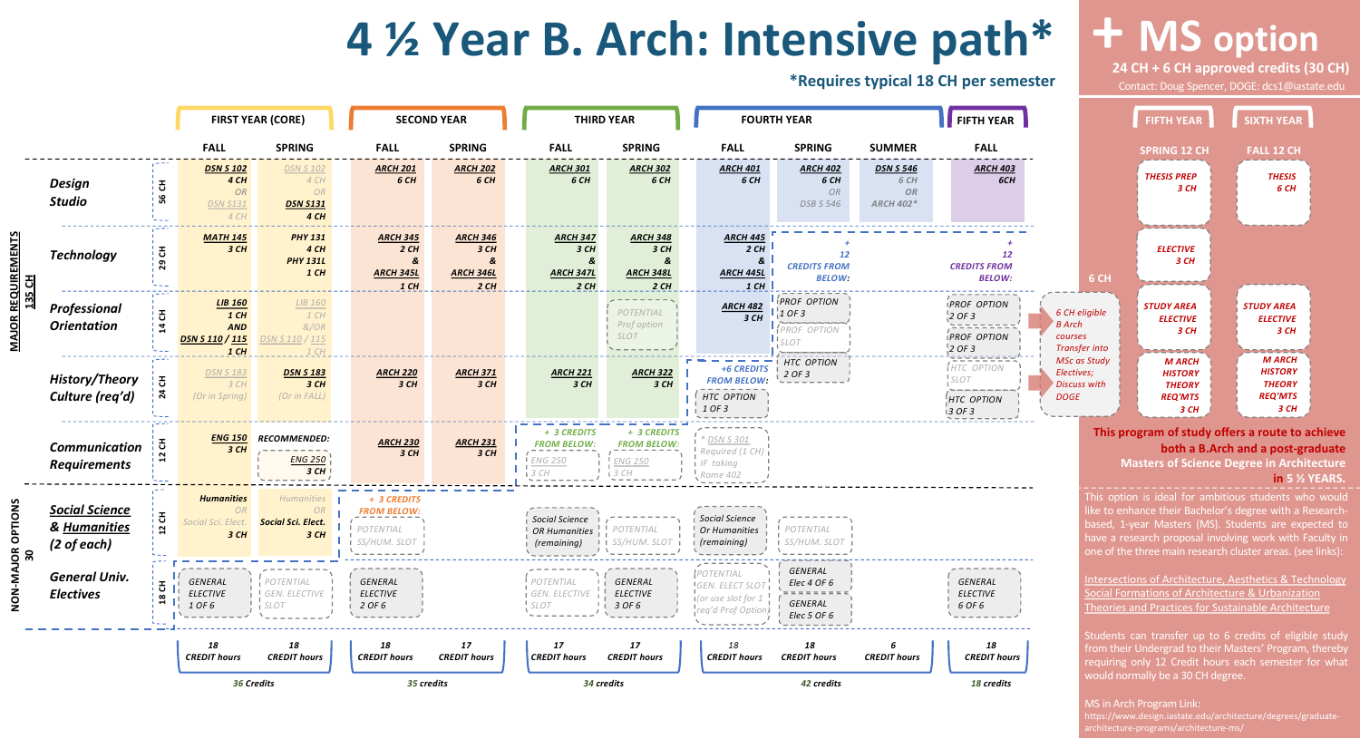# 4 ½ Year B. Arch: Intensive path*

*Requires typical 18 CH per semester

| | | | FIRST YEAR (CORE) | | SECOND YEAR | | THIRD YEAR | | FOURTH YEAR | | | FIFTH YEAR |
|---|---|---|---|---|---|---|---|---|---|---|---|---|
| | | | FALL | SPRING | FALL | SPRING | FALL | SPRING | FALL | SPRING | SUMMER | FALL |
| MAJOR REQUIREMENTS 135 CH | Design Studio | 56 CH | DSN S 102 4 CH OR DSN S131 4 CH | DSN S 102 4 CH OR DSN S131 4 CH | ARCH 201 6 CH | ARCH 202 6 CH | ARCH 301 6 CH | ARCH 302 6 CH | ARCH 401 6 CH | ARCH 402 6 CH OR DSB S 546 | DSN S 546 6 CH OR ARCH 402* | ARCH 403 6CH |
| | Technology | 29 CH | MATH 145 3 CH | PHY 131 4 CH PHY 131L 1 CH | ARCH 345 2 CH & ARCH 345L 1 CH | ARCH 346 3 CH & ARCH 346L 2 CH | ARCH 347 3 CH & ARCH 347L 2 CH | ARCH 348 3 CH & ARCH 348L 2 CH | ARCH 445 2 CH & ARCH 445L 1 CH | + 12 CREDITS FROM BELOW: | | + 12 CREDITS FROM BELOW: |
| | Professional Orientation | 14 CH | LIB 160 1 CH AND DSN S 110 / 115 1 CH | LIB 160 1 CH &/OR DSN S 110 / 115 1 CH | | | | POTENTIAL Prof option SLOT | ARCH 482 3 CH | PROF OPTION 1 OF 3; PROF OPTION SLOT | | PROF OPTION 2 OF 3; PROF OPTION 2 OF 3 |
| | History/Theory Culture (req'd) | 24 CH | DSN S 183 3 CH (Or in Spring) | DSN S 183 3 CH (Or in FALL) | ARCH 220 3 CH | ARCH 371 3 CH | ARCH 221 3 CH | ARCH 322 3 CH | +6 CREDITS FROM BELOW: HTC OPTION 1 OF 3 | HTC OPTION 2 OF 3 | | HTC OPTION SLOT; HTC OPTION 3 OF 3 |
| | Communication Requirements | 12 CH | ENG 150 3 CH | RECOMMENDED: ENG 250 3 CH | ARCH 230 3 CH | ARCH 231 3 CH | + 3 CREDITS FROM BELOW: ENG 250 3 CH | + 3 CREDITS FROM BELOW: ENG 250 3 CH | * DSN S 301 Required (1 CH) IF taking Rome 402 | | | |
| NON-MAJOR OPTIONS 30 | Social Science & Humanities (2 of each) | 12 CH | Humanities OR Social Sci. Elect. 3 CH | Humanities OR Social Sci. Elect. 3 CH | + 3 CREDITS FROM BELOW: POTENTIAL SS/HUM. SLOT | | Social Science OR Humanities (remaining) | POTENTIAL SS/HUM. SLOT | Social Science Or Humanities (remaining) | POTENTIAL SS/HUM. SLOT | | |
| | General Univ. Electives | 18 CH | GENERAL ELECTIVE 1 OF 6 | POTENTIAL GEN. ELECTIVE SLOT | GENERAL ELECTIVE 2 OF 6 | | POTENTIAL GEN. ELECTIVE SLOT | GENERAL ELECTIVE 3 OF 6 | POTENTIAL GEN. ELECT SLOT (or use slot for 1 req'd Prof Option) | GENERAL Elec 4 OF 6; GENERAL Elec 5 OF 6 | | GENERAL ELECTIVE 6 OF 6 |
| | | | 18 CREDIT hours | 18 CREDIT hours | 18 CREDIT hours | 17 CREDIT hours | 17 CREDIT hours | 17 CREDIT hours | 18 CREDIT hours | 18 CREDIT hours | 6 CREDIT hours | 18 CREDIT hours |
| | | | 36 Credits | | 35 credits | | 34 credits | | 42 credits | | | 18 credits |

6 CH eligible B Arch courses Transfer into MSc as Study Electives; Discuss with DOGE

# + MS option

**24 CH + 6 CH approved credits (30 CH)**

Contact: Doug Spencer, DOGE: dcs1@iastate.edu

| | FIFTH YEAR | SIXTH YEAR |
|---|---|---|
| | SPRING 12 CH | FALL 12 CH |
| | THESIS PREP 3 CH | THESIS 6 CH |
| | ELECTIVE 3 CH | |
| 6 CH | STUDY AREA ELECTIVE 3 CH | STUDY AREA ELECTIVE 3 CH |
| | M ARCH HISTORY THEORY REQ'MTS 3 CH | M ARCH HISTORY THEORY REQ'MTS 3 CH |

**This program of study offers a route to achieve both a B.Arch and a post-graduate Masters of Science Degree in Architecture in 5 ½ YEARS.**

This option is ideal for ambitious students who would like to enhance their Bachelor's degree with a Research-based, 1-year Masters (MS). Students are expected to have a research proposal involving work with Faculty in one of the three main research cluster areas. (see links):

Intersections of Architecture, Aesthetics & Technology
Social Formations of Architecture & Urbanization
Theories and Practices for Sustainable Architecture

Students can transfer up to 6 credits of eligible study from their Undergrad to their Masters' Program, thereby requiring only 12 Credit hours each semester for what would normally be a 30 CH degree.

MS in Arch Program Link:
https://www.design.iastate.edu/architecture/degrees/graduate-architecture-programs/architecture-ms/